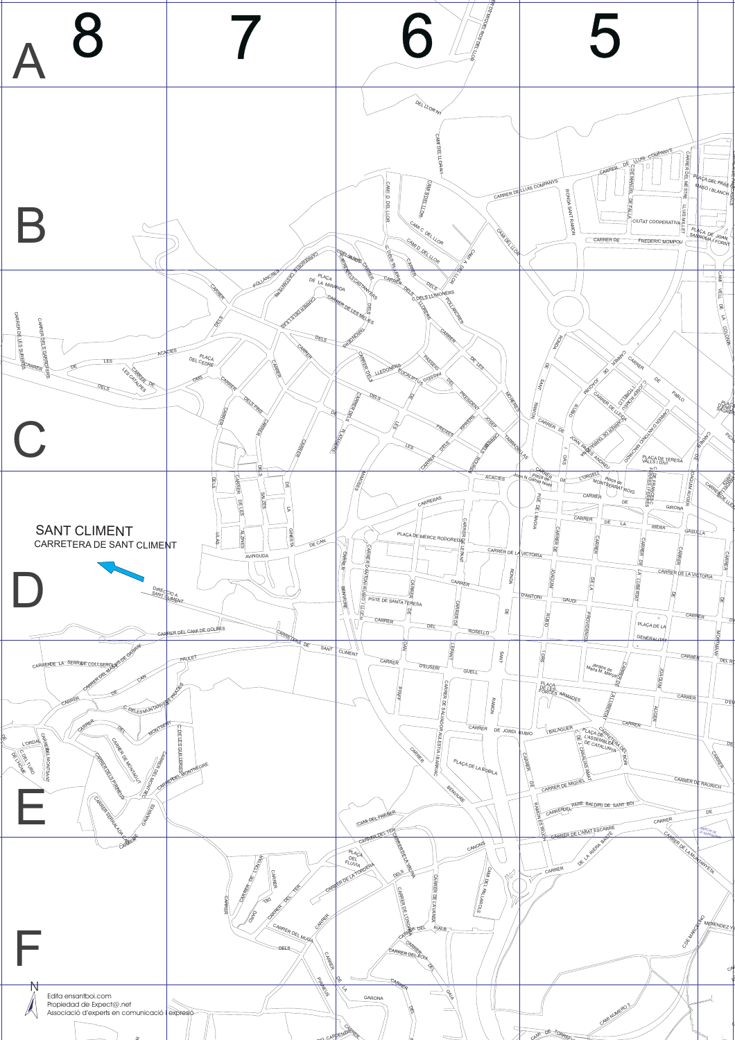8 7 6 5

A

B

C

D

E

F

SANT CLIMENT
CARRETERA DE SANT CLIMENT

DIRECCIÓ A SANT CLIMENT

N

Edita ensantboi.com
Propiedad de Expect@.net
Associació d'experts en comunicació i expressió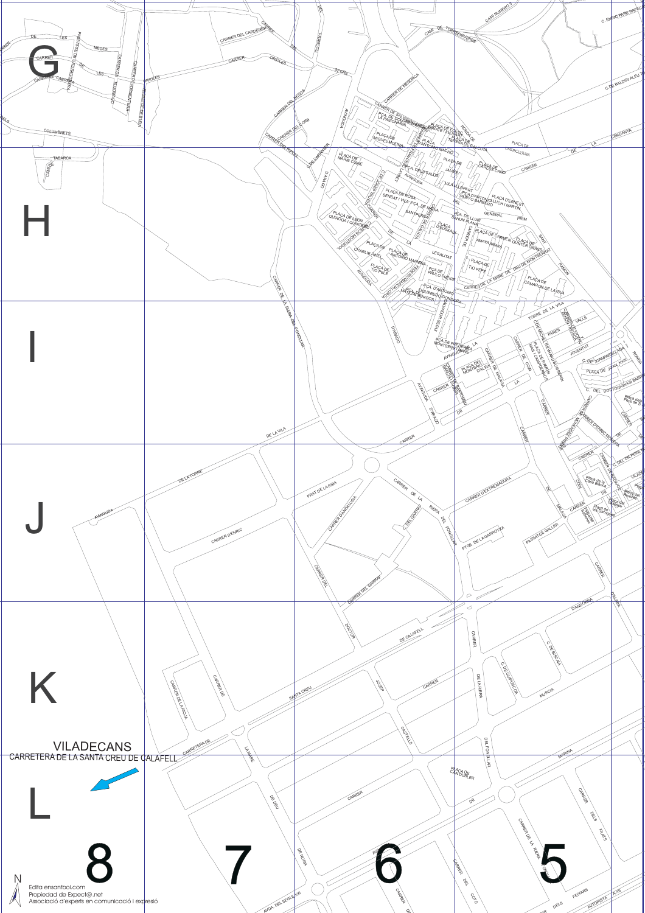G

H

I

J

K

L

8

7

6

5

VILADECANS

CARRETERA DE LA SANTA CREU DE CALAFELL

CARRER DEL CARDENER

CARRER ORIOLES

CARRER DEL BESÒS

CARRER DEL CORB

CARRER DEL RIPOLL

CAMÍ DE TORREBLANQUES

CAMÍ NÚMERO 3

CARRER DE MENORCA

PLAÇA DE L'AGRICULTURA

CERDANYA

C. DE BALDIRI ALEU TORRES

C. ENRIC PARE RAFFLEN

PASSATGE DE SA DRAGONERA

COLUMBRETS

TABARCA

PLAÇA DE MARIE CURIE

PLAÇA DE LEÓN QUIROGA I QUINTERO

PLAÇA DE ROSA SENSAT I VILA

PLAÇA DE MIGUEL MOLINA

PLAÇA DE PAULO FREIRE

PLAÇA DE TIO PEPE

PLAÇA DE CHARLIE RIVEL

PLAÇA DE ANTONIO MAIRENA

PLAÇA DE CAMARÓN DE LA ISLA

PLAÇA DE CARMEN AMAYA

PLAÇA DE GÜNTER GRASS

PLAÇA D'ERNEST LLUCH I MARTÍN

PLAÇA DE LLUÍS SAHUN PLANA

PLAÇA D'ANTONI PUIG VILALLONGA

CARRER DE LA MARE DE DÉU DE MONTSERRAT

GENERAL PRIM

LEGALITAT

SANT RAMON

TORRE DE LA VILA

JOVENTUT

PLAÇA DE JOAN XXIII

PLAÇA DEL MONTSANT

CARRER DE MÀLAGA

AVINGUDA D'ARAGÓ

CARRER DE LA RIERA DE FONOLLAR

AVINGUDA DE LA TORRE DE LA VILA

PRAT DE LA RIBA

CARRER D'ANDALUSIA

CARRER D'ÈNRIC

C. DEL GARRAF

CARRER DEL GARRAF

CARRER D'EXTREMADURA

PTGE. DE LA GARROTXA

PASSATGE GALLER

CARRER D'ANDORRA

CARRER D'ÀLABA

CARRER DEL DOCTOR

CARRER DE CALAFELL

SANTA CREU

C. DE BISCÀIA

C. DE GUIPÚSCOA

MÚRCIA

CARRER DE LA RIOJA

CARRER JOSEP CASTELLS

CARRER DE LA RIERA DEL FONOLLAR

MARINA

PLAÇA DE CAN DUBLER

CARRER DE LA MARE DE DÉU DE NÚRIA

CARRER DELS PLATS

CARRER DEL COTO

AVDA. DEL SEGLE XXI

AUTOPISTA A-16

FEIXARS

N

Edita ensantboi.com

Propiedad de Expect@.net

Associació d'experts en comunicació i expressió